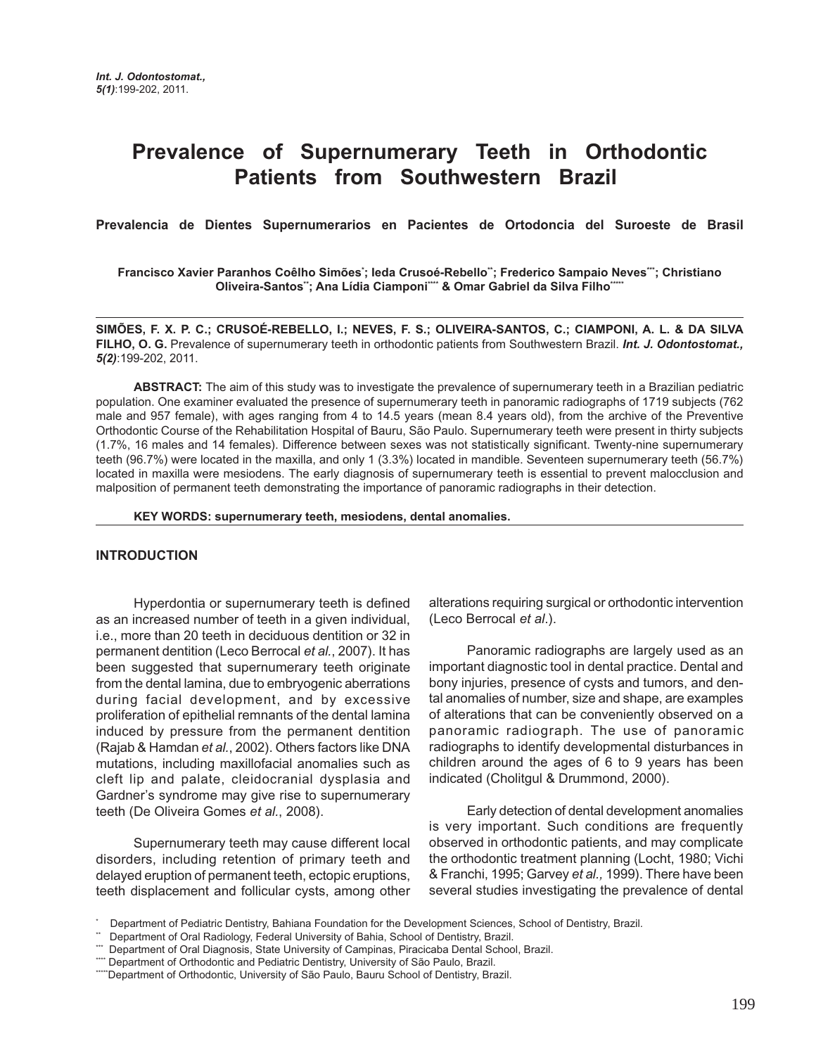# Prevalence of Supernumerary Teeth in Orthodontic Patients from Southwestern Brazil

**Prevalencia de Dientes Supernumerarios en Pacientes de Ortodoncia del Suroeste de Brasil**

**Francisco Xavier Paranhos Coêlho Simões[*]; Ieda Crusoé-Rebello[**]; Frederico Sampaio Neves[***]; Christiano Oliveira-Santos[**]; Ana Lídia Ciamponi[****] & Omar Gabriel da Silva Filho[*****]**

**SIMÕES, F. X. P. C.; CRUSOÉ-REBELLO, I.; NEVES, F. S.; OLIVEIRA-SANTOS, C.; CIAMPONI, A. L. & DA SILVA FILHO, O. G.** Prevalence of supernumerary teeth in orthodontic patients from Southwestern Brazil. ***Int. J. Odontostomat., 5(2)***:199-202, 2011.

**ABSTRACT:** The aim of this study was to investigate the prevalence of supernumerary teeth in a Brazilian pediatric population. One examiner evaluated the presence of supernumerary teeth in panoramic radiographs of 1719 subjects (762 male and 957 female), with ages ranging from 4 to 14.5 years (mean 8.4 years old), from the archive of the Preventive Orthodontic Course of the Rehabilitation Hospital of Bauru, São Paulo. Supernumerary teeth were present in thirty subjects (1.7%, 16 males and 14 females). Difference between sexes was not statistically significant. Twenty-nine supernumerary teeth (96.7%) were located in the maxilla, and only 1 (3.3%) located in mandible. Seventeen supernumerary teeth (56.7%) located in maxilla were mesiodens. The early diagnosis of supernumerary teeth is essential to prevent malocclusion and malposition of permanent teeth demonstrating the importance of panoramic radiographs in their detection.

**KEY WORDS: supernumerary teeth, mesiodens, dental anomalies.**

## INTRODUCTION

Hyperdontia or supernumerary teeth is defined as an increased number of teeth in a given individual, i.e., more than 20 teeth in deciduous dentition or 32 in permanent dentition (Leco Berrocal *et al.*, 2007). It has been suggested that supernumerary teeth originate from the dental lamina, due to embryogenic aberrations during facial development, and by excessive proliferation of epithelial remnants of the dental lamina induced by pressure from the permanent dentition (Rajab & Hamdan *et al.*, 2002). Others factors like DNA mutations, including maxillofacial anomalies such as cleft lip and palate, cleidocranial dysplasia and Gardner's syndrome may give rise to supernumerary teeth (De Oliveira Gomes *et al.*, 2008).

Supernumerary teeth may cause different local disorders, including retention of primary teeth and delayed eruption of permanent teeth, ectopic eruptions, teeth displacement and follicular cysts, among other alterations requiring surgical or orthodontic intervention (Leco Berrocal *et al*.).

Panoramic radiographs are largely used as an important diagnostic tool in dental practice. Dental and bony injuries, presence of cysts and tumors, and dental anomalies of number, size and shape, are examples of alterations that can be conveniently observed on a panoramic radiograph. The use of panoramic radiographs to identify developmental disturbances in children around the ages of 6 to 9 years has been indicated (Cholitgul & Drummond, 2000).

Early detection of dental development anomalies is very important. Such conditions are frequently observed in orthodontic patients, and may complicate the orthodontic treatment planning (Locht, 1980; Vichi & Franchi, 1995; Garvey *et al.,* 1999). There have been several studies investigating the prevalence of dental

[*] Department of Pediatric Dentistry, Bahiana Foundation for the Development Sciences, School of Dentistry, Brazil.
[**] Department of Oral Radiology, Federal University of Bahia, School of Dentistry, Brazil.
[***] Department of Oral Diagnosis, State University of Campinas, Piracicaba Dental School, Brazil.
[****] Department of Orthodontic and Pediatric Dentistry, University of São Paulo, Brazil.
[*****] Department of Orthodontic, University of São Paulo, Bauru School of Dentistry, Brazil.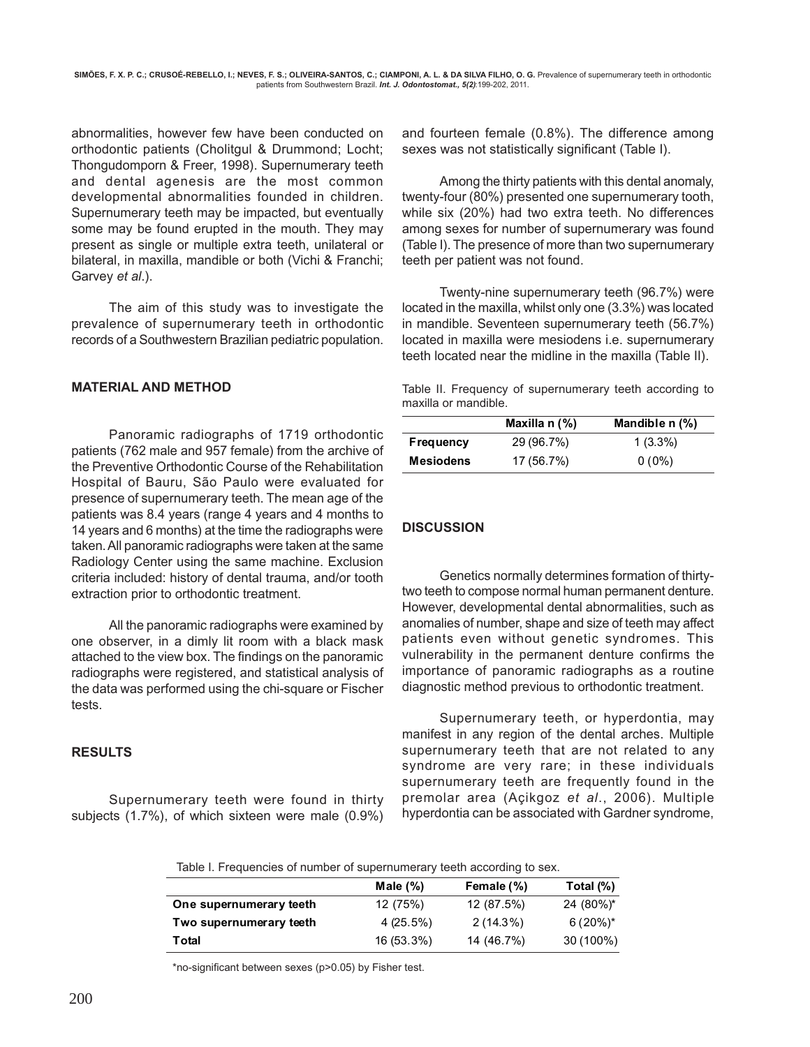abnormalities, however few have been conducted on orthodontic patients (Choltgul & Drummond; Locht; Thongudomporn & Freer, 1998). Supernumerary teeth and dental agenesis are the most common developmental abnormalities founded in children. Supernumerary teeth may be impacted, but eventually some may be found erupted in the mouth. They may present as single or multiple extra teeth, unilateral or bilateral, in maxilla, mandible or both (Vichi & Franchi; Garvey *et al*.).

The aim of this study was to investigate the prevalence of supernumerary teeth in orthodontic records of a Southwestern Brazilian pediatric population.

## MATERIAL AND METHOD

Panoramic radiographs of 1719 orthodontic patients (762 male and 957 female) from the archive of the Preventive Orthodontic Course of the Rehabilitation Hospital of Bauru, São Paulo were evaluated for presence of supernumerary teeth. The mean age of the patients was 8.4 years (range 4 years and 4 months to 14 years and 6 months) at the time the radiographs were taken. All panoramic radiographs were taken at the same Radiology Center using the same machine. Exclusion criteria included: history of dental trauma, and/or tooth extraction prior to orthodontic treatment.

All the panoramic radiographs were examined by one observer, in a dimly lit room with a black mask attached to the view box. The findings on the panoramic radiographs were registered, and statistical analysis of the data was performed using the chi-square or Fischer tests.

## RESULTS

Supernumerary teeth were found in thirty subjects (1.7%), of which sixteen were male (0.9%) and fourteen female (0.8%). The difference among sexes was not statistically significant (Table I).

Among the thirty patients with this dental anomaly, twenty-four (80%) presented one supernumerary tooth, while six (20%) had two extra teeth. No differences among sexes for number of supernumerary was found (Table I). The presence of more than two supernumerary teeth per patient was not found.

Twenty-nine supernumerary teeth (96.7%) were located in the maxilla, whilst only one (3.3%) was located in mandible. Seventeen supernumerary teeth (56.7%) located in maxilla were mesiodens i.e. supernumerary teeth located near the midline in the maxilla (Table II).

Table II. Frequency of supernumerary teeth according to maxilla or mandible.

| | Maxilla n (%) | Mandible n (%) |
|---|---|---|
| **Frequency** | 29 (96.7%) | 1 (3.3%) |
| **Mesiodens** | 17 (56.7%) | 0 (0%) |

## DISCUSSION

Genetics normally determines formation of thirty-two teeth to compose normal human permanent denture. However, developmental dental abnormalities, such as anomalies of number, shape and size of teeth may affect patients even without genetic syndromes. This vulnerability in the permanent denture confirms the importance of panoramic radiographs as a routine diagnostic method previous to orthodontic treatment.

Supernumerary teeth, or hyperdontia, may manifest in any region of the dental arches. Multiple supernumerary teeth that are not related to any syndrome are very rare; in these individuals supernumerary teeth are frequently found in the premolar area (Açikgoz *et al*., 2006). Multiple hyperdontia can be associated with Gardner syndrome,

Table I. Frequencies of number of supernumerary teeth according to sex.

| | Male (%) | Female (%) | Total (%) |
|---|---|---|---|
| **One supernumerary teeth** | 12 (75%) | 12 (87.5%) | 24 (80%)* |
| **Two supernumerary teeth** | 4 (25.5%) | 2 (14.3%) | 6 (20%)* |
| **Total** | 16 (53.3%) | 14 (46.7%) | 30 (100%) |

*no-significant between sexes (p>0.05) by Fisher test.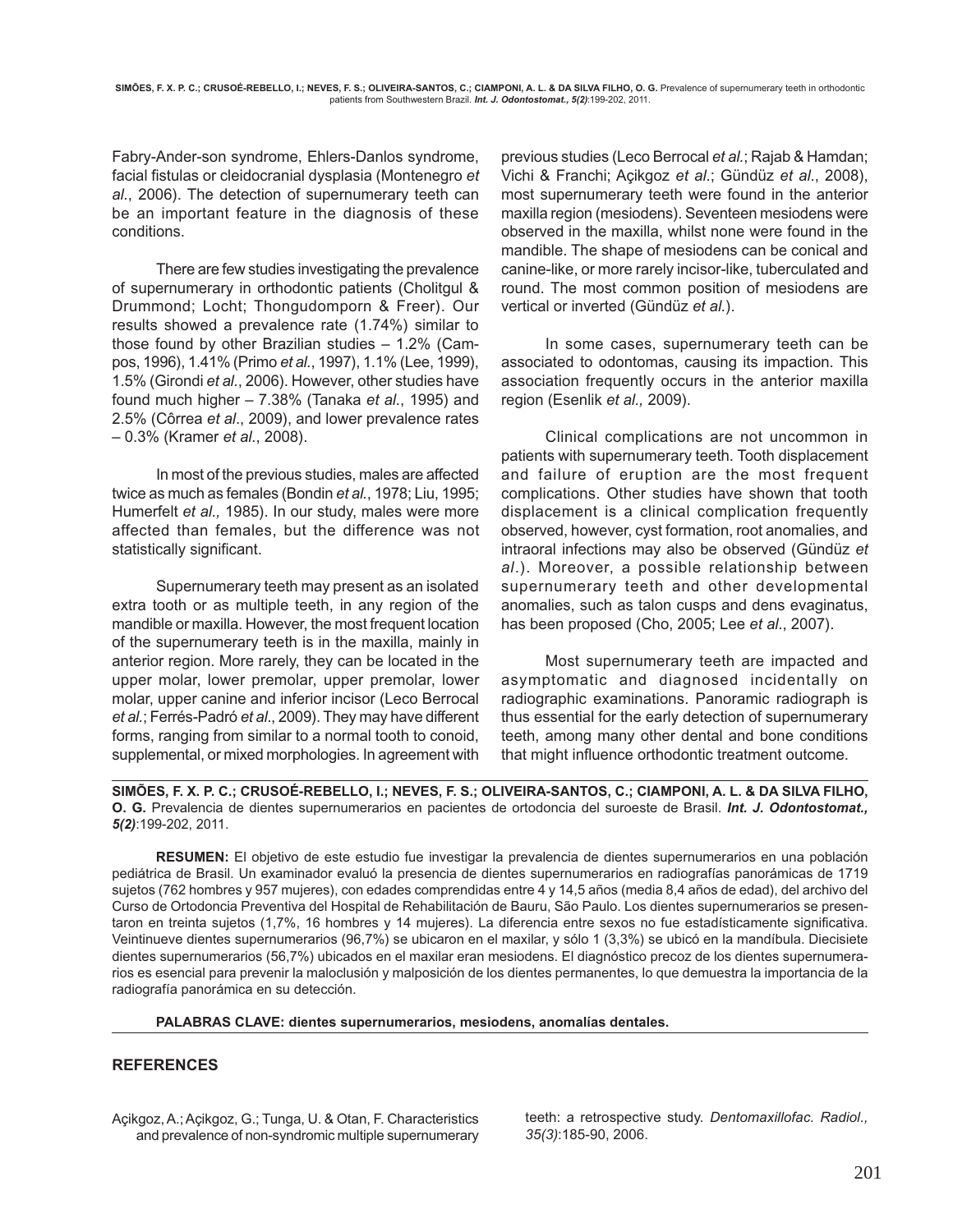Fabry-Ander-son syndrome, Ehlers-Danlos syndrome, facial fistulas or cleidocranial dysplasia (Montenegro *et al.*, 2006). The detection of supernumerary teeth can be an important feature in the diagnosis of these conditions.

There are few studies investigating the prevalence of supernumerary in orthodontic patients (Cholitgul & Drummond; Locht; Thongudomporn & Freer). Our results showed a prevalence rate (1.74%) similar to those found by other Brazilian studies – 1.2% (Campos, 1996), 1.41% (Primo *et al.*, 1997), 1.1% (Lee, 1999), 1.5% (Girondi *et al.*, 2006). However, other studies have found much higher – 7.38% (Tanaka *et al.*, 1995) and 2.5% (Côrrea *et al*., 2009), and lower prevalence rates – 0.3% (Kramer *et al.*, 2008).

In most of the previous studies, males are affected twice as much as females (Bondin *et al.*, 1978; Liu, 1995; Humerfelt *et al.,* 1985). In our study, males were more affected than females, but the difference was not statistically significant.

Supernumerary teeth may present as an isolated extra tooth or as multiple teeth, in any region of the mandible or maxilla. However, the most frequent location of the supernumerary teeth is in the maxilla, mainly in anterior region. More rarely, they can be located in the upper molar, lower premolar, upper premolar, lower molar, upper canine and inferior incisor (Leco Berrocal *et al.*; Ferrés-Padró *et al.*, 2009). They may have different forms, ranging from similar to a normal tooth to conoid, supplemental, or mixed morphologies. In agreement with previous studies (Leco Berrocal *et al.*; Rajab & Hamdan; Vichi & Franchi; Açikgoz *et al.*; Gündüz *et al.*, 2008), most supernumerary teeth were found in the anterior maxilla region (mesiodens). Seventeen mesiodens were observed in the maxilla, whilst none were found in the mandible. The shape of mesiodens can be conical and canine-like, or more rarely incisor-like, tuberculated and round. The most common position of mesiodens are vertical or inverted (Gündüz *et al.*).

In some cases, supernumerary teeth can be associated to odontomas, causing its impaction. This association frequently occurs in the anterior maxilla region (Esenlik *et al.,* 2009).

Clinical complications are not uncommon in patients with supernumerary teeth. Tooth displacement and failure of eruption are the most frequent complications. Other studies have shown that tooth displacement is a clinical complication frequently observed, however, cyst formation, root anomalies, and intraoral infections may also be observed (Gündüz *et al*.). Moreover, a possible relationship between supernumerary teeth and other developmental anomalies, such as talon cusps and dens evaginatus, has been proposed (Cho, 2005; Lee *et al*., 2007).

Most supernumerary teeth are impacted and asymptomatic and diagnosed incidentally on radiographic examinations. Panoramic radiograph is thus essential for the early detection of supernumerary teeth, among many other dental and bone conditions that might influence orthodontic treatment outcome.

---

**SIMÕES, F. X. P. C.; CRUSOÉ-REBELLO, I.; NEVES, F. S.; OLIVEIRA-SANTOS, C.; CIAMPONI, A. L. & DA SILVA FILHO, O. G.** Prevalencia de dientes supernumerarios en pacientes de ortodoncia del suroeste de Brasil. ***Int. J. Odontostomat., 5(2)***:199-202, 2011.

**RESUMEN:** El objetivo de este estudio fue investigar la prevalencia de dientes supernumerarios en una población pediátrica de Brasil. Un examinador evaluó la presencia de dientes supernumerarios en radiografías panorámicas de 1719 sujetos (762 hombres y 957 mujeres), con edades comprendidas entre 4 y 14,5 años (media 8,4 años de edad), del archivo del Curso de Ortodoncia Preventiva del Hospital de Rehabilitación de Bauru, São Paulo. Los dientes supernumerarios se presentaron en treinta sujetos (1,7%, 16 hombres y 14 mujeres). La diferencia entre sexos no fue estadísticamente significativa. Veintinueve dientes supernumerarios (96,7%) se ubicaron en el maxilar, y sólo 1 (3,3%) se ubicó en la mandíbula. Diecisiete dientes supernumerarios (56,7%) ubicados en el maxilar eran mesiodens. El diagnóstico precoz de los dientes supernumerarios es esencial para prevenir la maloclusión y malposición de los dientes permanentes, lo que demuestra la importancia de la radiografía panorámica en su detección.

**PALABRAS CLAVE: dientes supernumerarios, mesiodens, anomalías dentales.**

---

## REFERENCES

Açikgoz, A.; Açikgoz, G.; Tunga, U. & Otan, F. Characteristics and prevalence of non-syndromic multiple supernumerary teeth: a retrospective study. *Dentomaxillofac. Radiol., 35(3)*:185-90, 2006.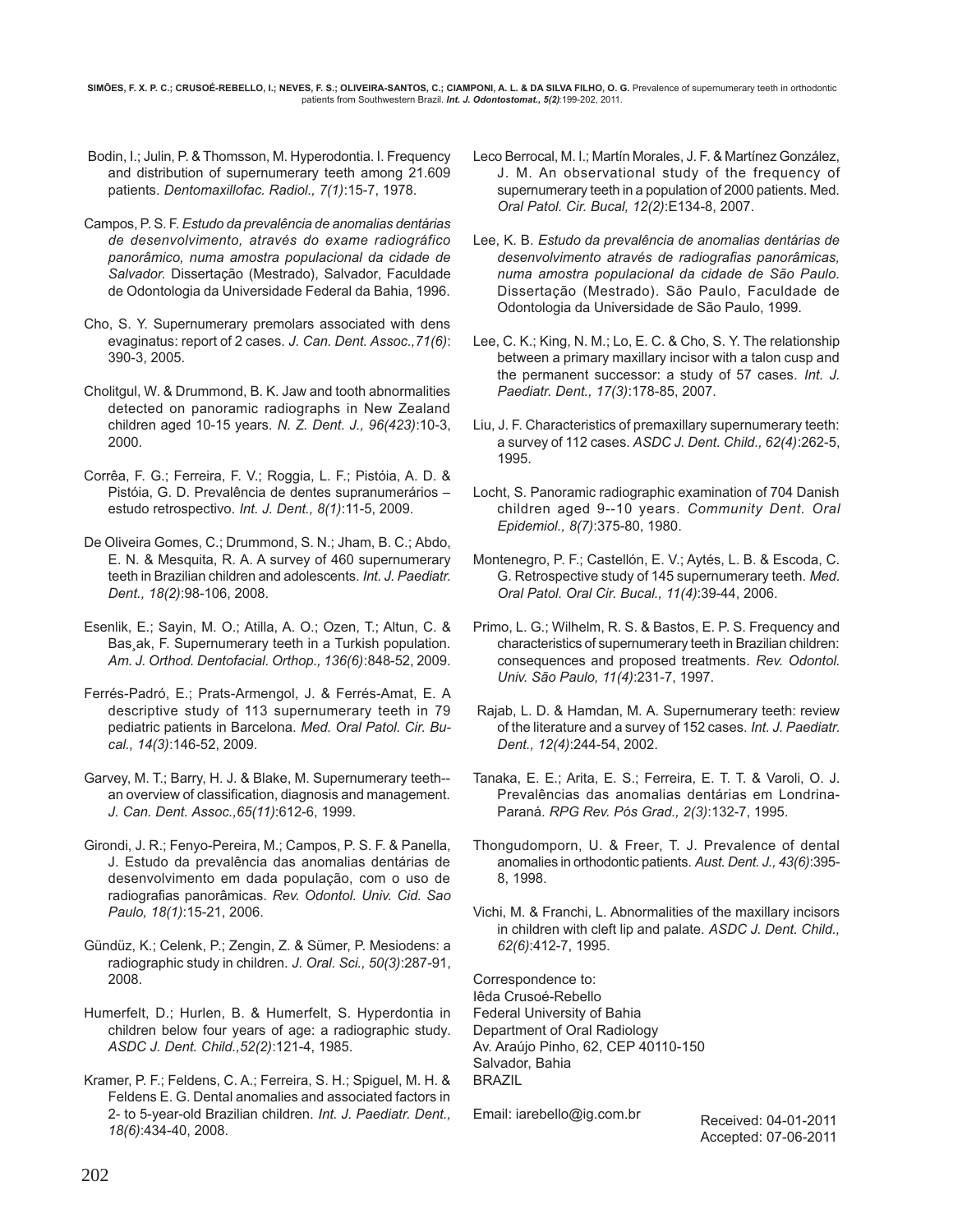Bodin, I.; Julin, P. & Thomsson, M. Hyperodontia. I. Frequency and distribution of supernumerary teeth among 21.609 patients. *Dentomaxillofac. Radiol., 7(1)*:15-7, 1978.

Campos, P. S. F. *Estudo da prevalência de anomalias dentárias de desenvolvimento, através do exame radiográfico panorâmico, numa amostra populacional da cidade de Salvador.* Dissertação (Mestrado), Salvador, Faculdade de Odontologia da Universidade Federal da Bahia, 1996.

Cho, S. Y. Supernumerary premolars associated with dens evaginatus: report of 2 cases. *J. Can. Dent. Assoc.,71(6)*: 390-3, 2005.

Cholitgul, W. & Drummond, B. K. Jaw and tooth abnormalities detected on panoramic radiographs in New Zealand children aged 10-15 years. *N. Z. Dent. J., 96(423)*:10-3, 2000.

Corrêa, F. G.; Ferreira, F. V.; Roggia, L. F.; Pistóia, A. D. & Pistóia, G. D. Prevalência de dentes supranumerários – estudo retrospectivo. *Int. J. Dent., 8(1)*:11-5, 2009.

De Oliveira Gomes, C.; Drummond, S. N.; Jham, B. C.; Abdo, E. N. & Mesquita, R. A. A survey of 460 supernumerary teeth in Brazilian children and adolescents. *Int. J. Paediatr. Dent., 18(2)*:98-106, 2008.

Esenlik, E.; Sayin, M. O.; Atilla, A. O.; Ozen, T.; Altun, C. & Bas¸ak, F. Supernumerary teeth in a Turkish population. *Am. J. Orthod. Dentofacial. Orthop., 136(6)*:848-52, 2009.

Ferrés-Padró, E.; Prats-Armengol, J. & Ferrés-Amat, E. A descriptive study of 113 supernumerary teeth in 79 pediatric patients in Barcelona. *Med. Oral Patol. Cir. Bucal., 14(3)*:146-52, 2009.

Garvey, M. T.; Barry, H. J. & Blake, M. Supernumerary teeth--an overview of classification, diagnosis and management. *J. Can. Dent. Assoc.,65(11)*:612-6, 1999.

Girondi, J. R.; Fenyo-Pereira, M.; Campos, P. S. F. & Panella, J. Estudo da prevalência das anomalias dentárias de desenvolvimento em dada população, com o uso de radiografias panorâmicas. *Rev. Odontol. Univ. Cid. Sao Paulo, 18(1)*:15-21, 2006.

Gündüz, K.; Celenk, P.; Zengin, Z. & Sümer, P. Mesiodens: a radiographic study in children. *J. Oral. Sci., 50(3)*:287-91, 2008.

Humerfelt, D.; Hurlen, B. & Humerfelt, S. Hyperdontia in children below four years of age: a radiographic study. *ASDC J. Dent. Child.,52(2)*:121-4, 1985.

Kramer, P. F.; Feldens, C. A.; Ferreira, S. H.; Spiguel, M. H. & Feldens E. G. Dental anomalies and associated factors in 2- to 5-year-old Brazilian children. *Int. J. Paediatr. Dent., 18(6)*:434-40, 2008.

Leco Berrocal, M. I.; Martín Morales, J. F. & Martínez González, J. M. An observational study of the frequency of supernumerary teeth in a population of 2000 patients. Med. *Oral Patol. Cir. Bucal, 12(2)*:E134-8, 2007.

Lee, K. B. *Estudo da prevalência de anomalias dentárias de desenvolvimento através de radiografias panorâmicas, numa amostra populacional da cidade de São Paulo*. Dissertação (Mestrado). São Paulo, Faculdade de Odontologia da Universidade de São Paulo, 1999.

Lee, C. K.; King, N. M.; Lo, E. C. & Cho, S. Y. The relationship between a primary maxillary incisor with a talon cusp and the permanent successor: a study of 57 cases. *Int. J. Paediatr. Dent., 17(3)*:178-85, 2007.

Liu, J. F. Characteristics of premaxillary supernumerary teeth: a survey of 112 cases. *ASDC J. Dent. Child., 62(4)*:262-5, 1995.

Locht, S. Panoramic radiographic examination of 704 Danish children aged 9--10 years. *Community Dent. Oral Epidemiol., 8(7)*:375-80, 1980.

Montenegro, P. F.; Castellón, E. V.; Aytés, L. B. & Escoda, C. G. Retrospective study of 145 supernumerary teeth. *Med. Oral Patol. Oral Cir. Bucal., 11(4)*:39-44, 2006.

Primo, L. G.; Wilhelm, R. S. & Bastos, E. P. S. Frequency and characteristics of supernumerary teeth in Brazilian children: consequences and proposed treatments. *Rev. Odontol. Univ. São Paulo, 11(4)*:231-7, 1997.

Rajab, L. D. & Hamdan, M. A. Supernumerary teeth: review of the literature and a survey of 152 cases. *Int. J. Paediatr. Dent., 12(4)*:244-54, 2002.

Tanaka, E. E.; Arita, E. S.; Ferreira, E. T. T. & Varoli, O. J. Prevalências das anomalias dentárias em Londrina-Paraná. *RPG Rev. Pós Grad., 2(3)*:132-7, 1995.

Thongudomporn, U. & Freer, T. J. Prevalence of dental anomalies in orthodontic patients. *Aust. Dent. J., 43(6)*:395-8, 1998.

Vichi, M. & Franchi, L. Abnormalities of the maxillary incisors in children with cleft lip and palate. *ASDC J. Dent. Child., 62(6)*:412-7, 1995.

Correspondence to:
Iêda Crusoé-Rebello
Federal University of Bahia
Department of Oral Radiology
Av. Araújo Pinho, 62, CEP 40110-150
Salvador, Bahia
BRAZIL

Email: iarebello@ig.com.br

Received: 04-01-2011
Accepted: 07-06-2011